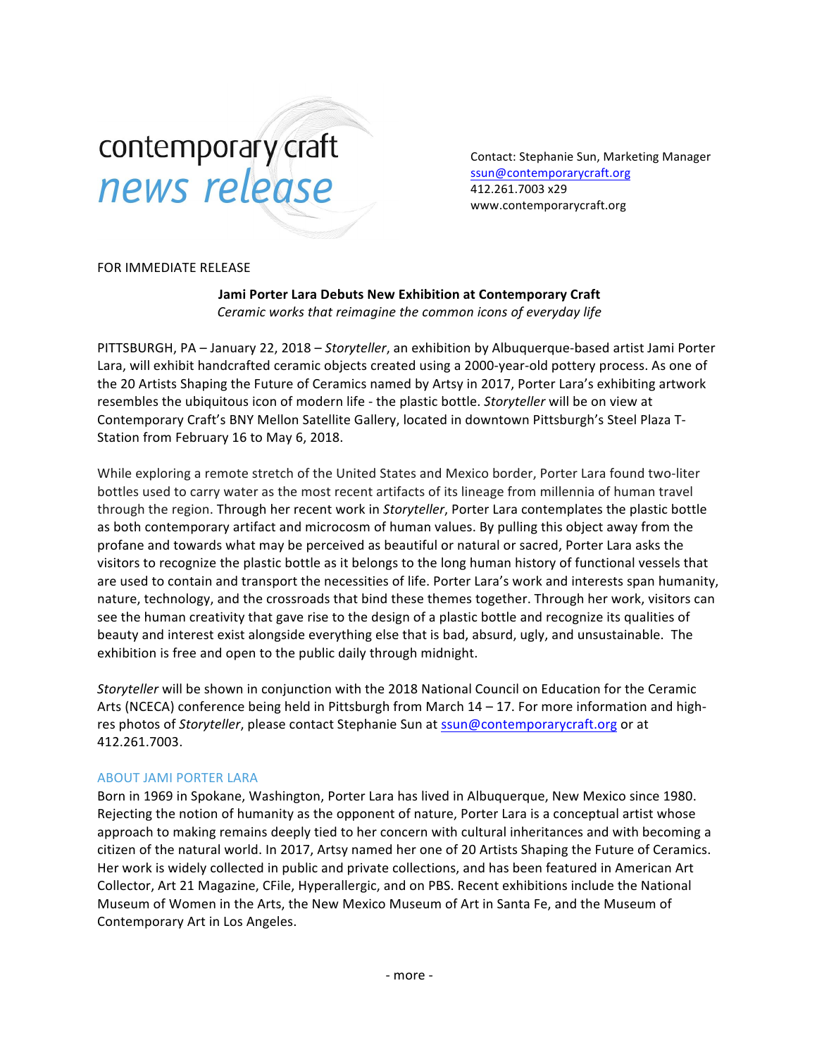contemporary craft
*news release*

Contact: Stephanie Sun, Marketing Manager
ssun@contemporarycraft.org
412.261.7003 x29
www.contemporarycraft.org

FOR IMMEDIATE RELEASE

**Jami Porter Lara Debuts New Exhibition at Contemporary Craft**
*Ceramic works that reimagine the common icons of everyday life*

PITTSBURGH, PA – January 22, 2018 – *Storyteller*, an exhibition by Albuquerque-based artist Jami Porter Lara, will exhibit handcrafted ceramic objects created using a 2000-year-old pottery process. As one of the 20 Artists Shaping the Future of Ceramics named by Artsy in 2017, Porter Lara's exhibiting artwork resembles the ubiquitous icon of modern life - the plastic bottle. *Storyteller* will be on view at Contemporary Craft's BNY Mellon Satellite Gallery, located in downtown Pittsburgh's Steel Plaza T-Station from February 16 to May 6, 2018.

While exploring a remote stretch of the United States and Mexico border, Porter Lara found two-liter bottles used to carry water as the most recent artifacts of its lineage from millennia of human travel through the region. Through her recent work in *Storyteller*, Porter Lara contemplates the plastic bottle as both contemporary artifact and microcosm of human values. By pulling this object away from the profane and towards what may be perceived as beautiful or natural or sacred, Porter Lara asks the visitors to recognize the plastic bottle as it belongs to the long human history of functional vessels that are used to contain and transport the necessities of life. Porter Lara's work and interests span humanity, nature, technology, and the crossroads that bind these themes together. Through her work, visitors can see the human creativity that gave rise to the design of a plastic bottle and recognize its qualities of beauty and interest exist alongside everything else that is bad, absurd, ugly, and unsustainable. The exhibition is free and open to the public daily through midnight.

*Storyteller* will be shown in conjunction with the 2018 National Council on Education for the Ceramic Arts (NCECA) conference being held in Pittsburgh from March 14 – 17. For more information and high-res photos of *Storyteller*, please contact Stephanie Sun at ssun@contemporarycraft.org or at 412.261.7003.

## ABOUT JAMI PORTER LARA

Born in 1969 in Spokane, Washington, Porter Lara has lived in Albuquerque, New Mexico since 1980. Rejecting the notion of humanity as the opponent of nature, Porter Lara is a conceptual artist whose approach to making remains deeply tied to her concern with cultural inheritances and with becoming a citizen of the natural world. In 2017, Artsy named her one of 20 Artists Shaping the Future of Ceramics. Her work is widely collected in public and private collections, and has been featured in American Art Collector, Art 21 Magazine, CFile, Hyperallergic, and on PBS. Recent exhibitions include the National Museum of Women in the Arts, the New Mexico Museum of Art in Santa Fe, and the Museum of Contemporary Art in Los Angeles.

- more -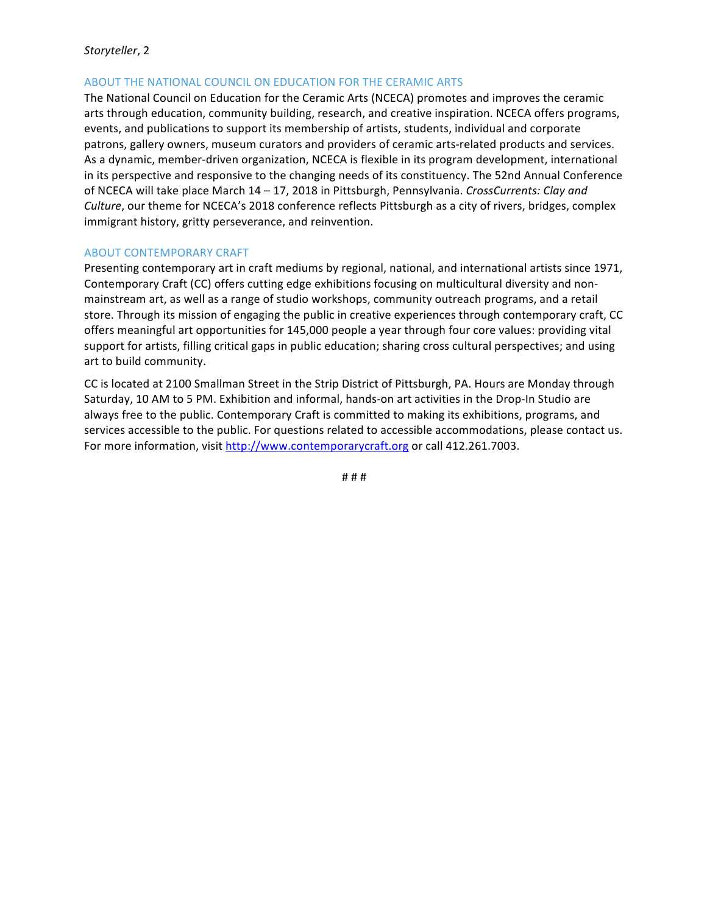## ABOUT THE NATIONAL COUNCIL ON EDUCATION FOR THE CERAMIC ARTS

The National Council on Education for the Ceramic Arts (NCECA) promotes and improves the ceramic arts through education, community building, research, and creative inspiration. NCECA offers programs, events, and publications to support its membership of artists, students, individual and corporate patrons, gallery owners, museum curators and providers of ceramic arts-related products and services. As a dynamic, member-driven organization, NCECA is flexible in its program development, international in its perspective and responsive to the changing needs of its constituency. The 52nd Annual Conference of NCECA will take place March 14 – 17, 2018 in Pittsburgh, Pennsylvania. *CrossCurrents: Clay and Culture*, our theme for NCECA's 2018 conference reflects Pittsburgh as a city of rivers, bridges, complex immigrant history, gritty perseverance, and reinvention.

## ABOUT CONTEMPORARY CRAFT

Presenting contemporary art in craft mediums by regional, national, and international artists since 1971, Contemporary Craft (CC) offers cutting edge exhibitions focusing on multicultural diversity and non-mainstream art, as well as a range of studio workshops, community outreach programs, and a retail store. Through its mission of engaging the public in creative experiences through contemporary craft, CC offers meaningful art opportunities for 145,000 people a year through four core values: providing vital support for artists, filling critical gaps in public education; sharing cross cultural perspectives; and using art to build community.

CC is located at 2100 Smallman Street in the Strip District of Pittsburgh, PA. Hours are Monday through Saturday, 10 AM to 5 PM. Exhibition and informal, hands-on art activities in the Drop-In Studio are always free to the public. Contemporary Craft is committed to making its exhibitions, programs, and services accessible to the public. For questions related to accessible accommodations, please contact us. For more information, visit [http://www.contemporarycraft.org](http://www.contemporarycraft.org) or call 412.261.7003.

# # #